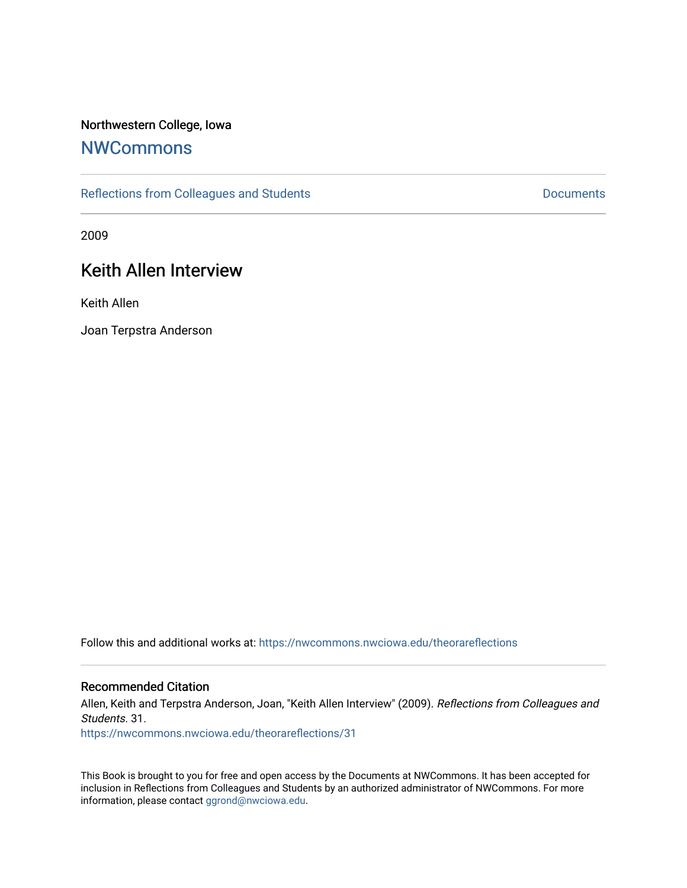Northwestern College, Iowa

# NWCommons

Reflections from Colleagues and Students

Documents

2009

## Keith Allen Interview

Keith Allen

Joan Terpstra Anderson

Follow this and additional works at: https://nwcommons.nwciowa.edu/theorareflections

### Recommended Citation

Allen, Keith and Terpstra Anderson, Joan, "Keith Allen Interview" (2009). *Reflections from Colleagues and Students*. 31.
https://nwcommons.nwciowa.edu/theorareflections/31

This Book is brought to you for free and open access by the Documents at NWCommons. It has been accepted for inclusion in Reflections from Colleagues and Students by an authorized administrator of NWCommons. For more information, please contact ggrond@nwciowa.edu.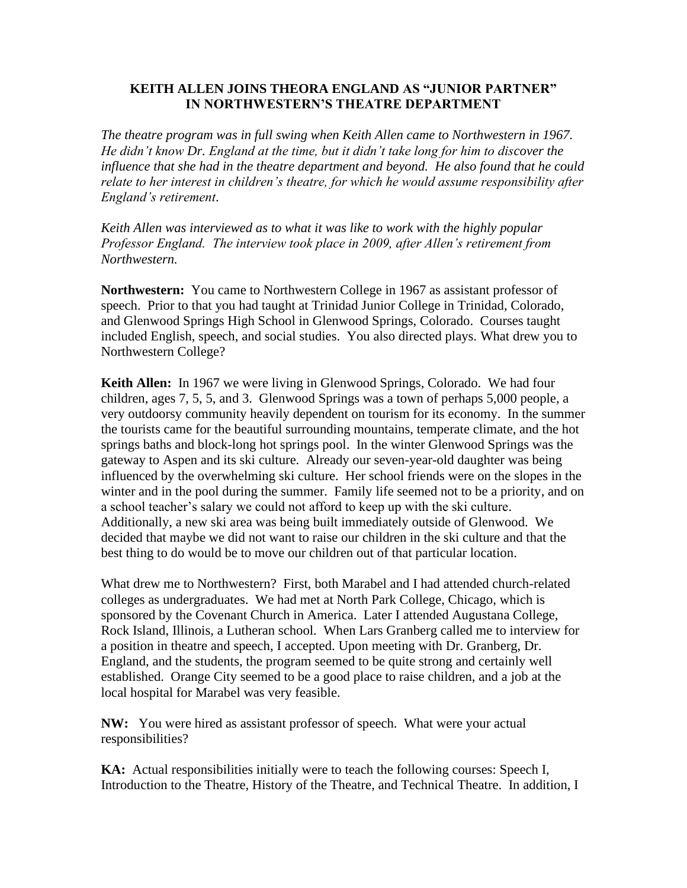## KEITH ALLEN JOINS THEORA ENGLAND AS "JUNIOR PARTNER" IN NORTHWESTERN'S THEATRE DEPARTMENT

*The theatre program was in full swing when Keith Allen came to Northwestern in 1967. He didn't know Dr. England at the time, but it didn't take long for him to discover the influence that she had in the theatre department and beyond. He also found that he could relate to her interest in children's theatre, for which he would assume responsibility after England's retirement.*

*Keith Allen was interviewed as to what it was like to work with the highly popular Professor England. The interview took place in 2009, after Allen's retirement from Northwestern.*

**Northwestern:** You came to Northwestern College in 1967 as assistant professor of speech. Prior to that you had taught at Trinidad Junior College in Trinidad, Colorado, and Glenwood Springs High School in Glenwood Springs, Colorado. Courses taught included English, speech, and social studies. You also directed plays. What drew you to Northwestern College?

**Keith Allen:** In 1967 we were living in Glenwood Springs, Colorado. We had four children, ages 7, 5, 5, and 3. Glenwood Springs was a town of perhaps 5,000 people, a very outdoorsy community heavily dependent on tourism for its economy. In the summer the tourists came for the beautiful surrounding mountains, temperate climate, and the hot springs baths and block-long hot springs pool. In the winter Glenwood Springs was the gateway to Aspen and its ski culture. Already our seven-year-old daughter was being influenced by the overwhelming ski culture. Her school friends were on the slopes in the winter and in the pool during the summer. Family life seemed not to be a priority, and on a school teacher's salary we could not afford to keep up with the ski culture. Additionally, a new ski area was being built immediately outside of Glenwood. We decided that maybe we did not want to raise our children in the ski culture and that the best thing to do would be to move our children out of that particular location.

What drew me to Northwestern? First, both Marabel and I had attended church-related colleges as undergraduates. We had met at North Park College, Chicago, which is sponsored by the Covenant Church in America. Later I attended Augustana College, Rock Island, Illinois, a Lutheran school. When Lars Granberg called me to interview for a position in theatre and speech, I accepted. Upon meeting with Dr. Granberg, Dr. England, and the students, the program seemed to be quite strong and certainly well established. Orange City seemed to be a good place to raise children, and a job at the local hospital for Marabel was very feasible.

**NW:** You were hired as assistant professor of speech. What were your actual responsibilities?

**KA:** Actual responsibilities initially were to teach the following courses: Speech I, Introduction to the Theatre, History of the Theatre, and Technical Theatre. In addition, I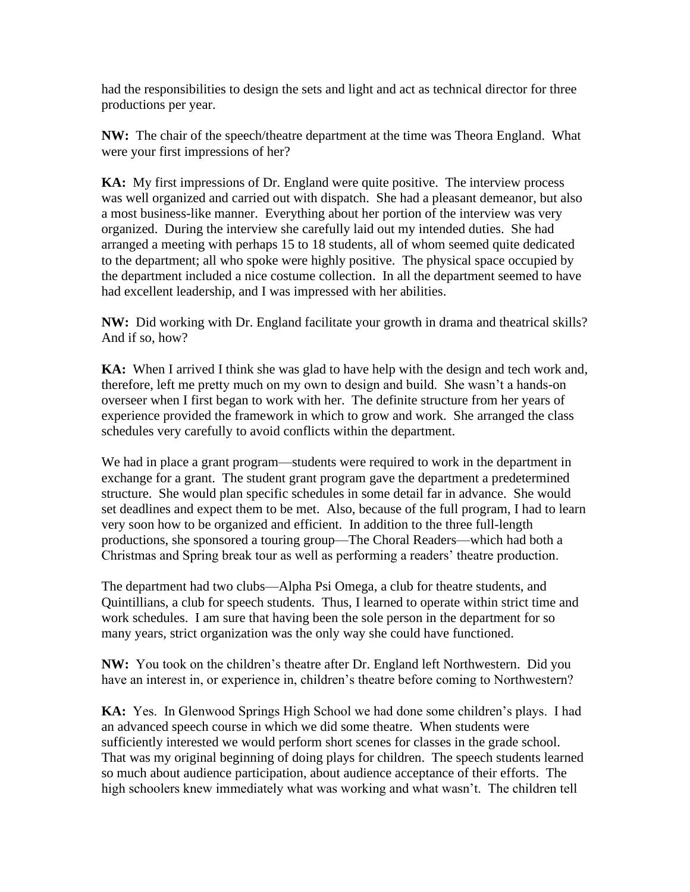had the responsibilities to design the sets and light and act as technical director for three productions per year.

**NW:** The chair of the speech/theatre department at the time was Theora England. What were your first impressions of her?

**KA:** My first impressions of Dr. England were quite positive. The interview process was well organized and carried out with dispatch. She had a pleasant demeanor, but also a most business-like manner. Everything about her portion of the interview was very organized. During the interview she carefully laid out my intended duties. She had arranged a meeting with perhaps 15 to 18 students, all of whom seemed quite dedicated to the department; all who spoke were highly positive. The physical space occupied by the department included a nice costume collection. In all the department seemed to have had excellent leadership, and I was impressed with her abilities.

**NW:** Did working with Dr. England facilitate your growth in drama and theatrical skills? And if so, how?

**KA:** When I arrived I think she was glad to have help with the design and tech work and, therefore, left me pretty much on my own to design and build. She wasn't a hands-on overseer when I first began to work with her. The definite structure from her years of experience provided the framework in which to grow and work. She arranged the class schedules very carefully to avoid conflicts within the department.

We had in place a grant program—students were required to work in the department in exchange for a grant. The student grant program gave the department a predetermined structure. She would plan specific schedules in some detail far in advance. She would set deadlines and expect them to be met. Also, because of the full program, I had to learn very soon how to be organized and efficient. In addition to the three full-length productions, she sponsored a touring group—The Choral Readers—which had both a Christmas and Spring break tour as well as performing a readers' theatre production.

The department had two clubs—Alpha Psi Omega, a club for theatre students, and Quintillians, a club for speech students. Thus, I learned to operate within strict time and work schedules. I am sure that having been the sole person in the department for so many years, strict organization was the only way she could have functioned.

**NW:** You took on the children's theatre after Dr. England left Northwestern. Did you have an interest in, or experience in, children's theatre before coming to Northwestern?

**KA:** Yes. In Glenwood Springs High School we had done some children's plays. I had an advanced speech course in which we did some theatre. When students were sufficiently interested we would perform short scenes for classes in the grade school. That was my original beginning of doing plays for children. The speech students learned so much about audience participation, about audience acceptance of their efforts. The high schoolers knew immediately what was working and what wasn't. The children tell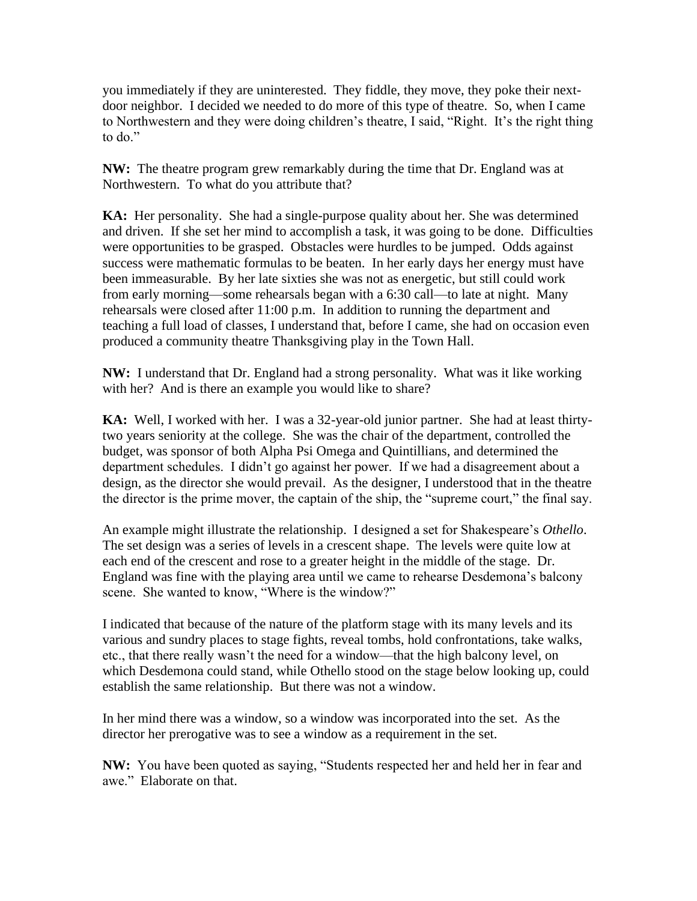you immediately if they are uninterested. They fiddle, they move, they poke their next-door neighbor. I decided we needed to do more of this type of theatre. So, when I came to Northwestern and they were doing children's theatre, I said, "Right. It's the right thing to do."

**NW:** The theatre program grew remarkably during the time that Dr. England was at Northwestern. To what do you attribute that?

**KA:** Her personality. She had a single-purpose quality about her. She was determined and driven. If she set her mind to accomplish a task, it was going to be done. Difficulties were opportunities to be grasped. Obstacles were hurdles to be jumped. Odds against success were mathematic formulas to be beaten. In her early days her energy must have been immeasurable. By her late sixties she was not as energetic, but still could work from early morning—some rehearsals began with a 6:30 call—to late at night. Many rehearsals were closed after 11:00 p.m. In addition to running the department and teaching a full load of classes, I understand that, before I came, she had on occasion even produced a community theatre Thanksgiving play in the Town Hall.

**NW:** I understand that Dr. England had a strong personality. What was it like working with her? And is there an example you would like to share?

**KA:** Well, I worked with her. I was a 32-year-old junior partner. She had at least thirty-two years seniority at the college. She was the chair of the department, controlled the budget, was sponsor of both Alpha Psi Omega and Quintillians, and determined the department schedules. I didn't go against her power. If we had a disagreement about a design, as the director she would prevail. As the designer, I understood that in the theatre the director is the prime mover, the captain of the ship, the "supreme court," the final say.

An example might illustrate the relationship. I designed a set for Shakespeare's *Othello*. The set design was a series of levels in a crescent shape. The levels were quite low at each end of the crescent and rose to a greater height in the middle of the stage. Dr. England was fine with the playing area until we came to rehearse Desdemona's balcony scene. She wanted to know, "Where is the window?"

I indicated that because of the nature of the platform stage with its many levels and its various and sundry places to stage fights, reveal tombs, hold confrontations, take walks, etc., that there really wasn't the need for a window—that the high balcony level, on which Desdemona could stand, while Othello stood on the stage below looking up, could establish the same relationship. But there was not a window.

In her mind there was a window, so a window was incorporated into the set. As the director her prerogative was to see a window as a requirement in the set.

**NW:** You have been quoted as saying, "Students respected her and held her in fear and awe." Elaborate on that.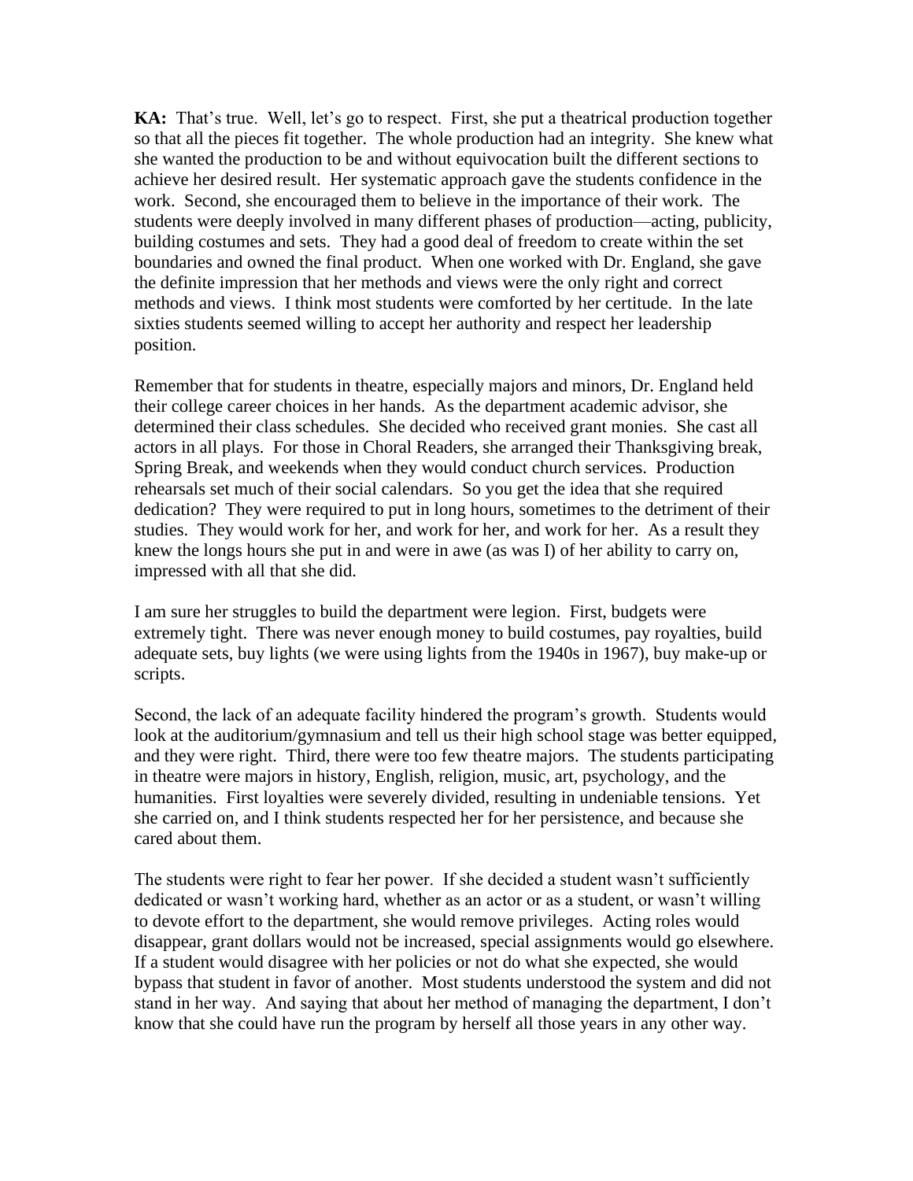**KA:** That's true. Well, let's go to respect. First, she put a theatrical production together so that all the pieces fit together. The whole production had an integrity. She knew what she wanted the production to be and without equivocation built the different sections to achieve her desired result. Her systematic approach gave the students confidence in the work. Second, she encouraged them to believe in the importance of their work. The students were deeply involved in many different phases of production—acting, publicity, building costumes and sets. They had a good deal of freedom to create within the set boundaries and owned the final product. When one worked with Dr. England, she gave the definite impression that her methods and views were the only right and correct methods and views. I think most students were comforted by her certitude. In the late sixties students seemed willing to accept her authority and respect her leadership position.

Remember that for students in theatre, especially majors and minors, Dr. England held their college career choices in her hands. As the department academic advisor, she determined their class schedules. She decided who received grant monies. She cast all actors in all plays. For those in Choral Readers, she arranged their Thanksgiving break, Spring Break, and weekends when they would conduct church services. Production rehearsals set much of their social calendars. So you get the idea that she required dedication? They were required to put in long hours, sometimes to the detriment of their studies. They would work for her, and work for her, and work for her. As a result they knew the longs hours she put in and were in awe (as was I) of her ability to carry on, impressed with all that she did.

I am sure her struggles to build the department were legion. First, budgets were extremely tight. There was never enough money to build costumes, pay royalties, build adequate sets, buy lights (we were using lights from the 1940s in 1967), buy make-up or scripts.

Second, the lack of an adequate facility hindered the program's growth. Students would look at the auditorium/gymnasium and tell us their high school stage was better equipped, and they were right. Third, there were too few theatre majors. The students participating in theatre were majors in history, English, religion, music, art, psychology, and the humanities. First loyalties were severely divided, resulting in undeniable tensions. Yet she carried on, and I think students respected her for her persistence, and because she cared about them.

The students were right to fear her power. If she decided a student wasn't sufficiently dedicated or wasn't working hard, whether as an actor or as a student, or wasn't willing to devote effort to the department, she would remove privileges. Acting roles would disappear, grant dollars would not be increased, special assignments would go elsewhere. If a student would disagree with her policies or not do what she expected, she would bypass that student in favor of another. Most students understood the system and did not stand in her way. And saying that about her method of managing the department, I don't know that she could have run the program by herself all those years in any other way.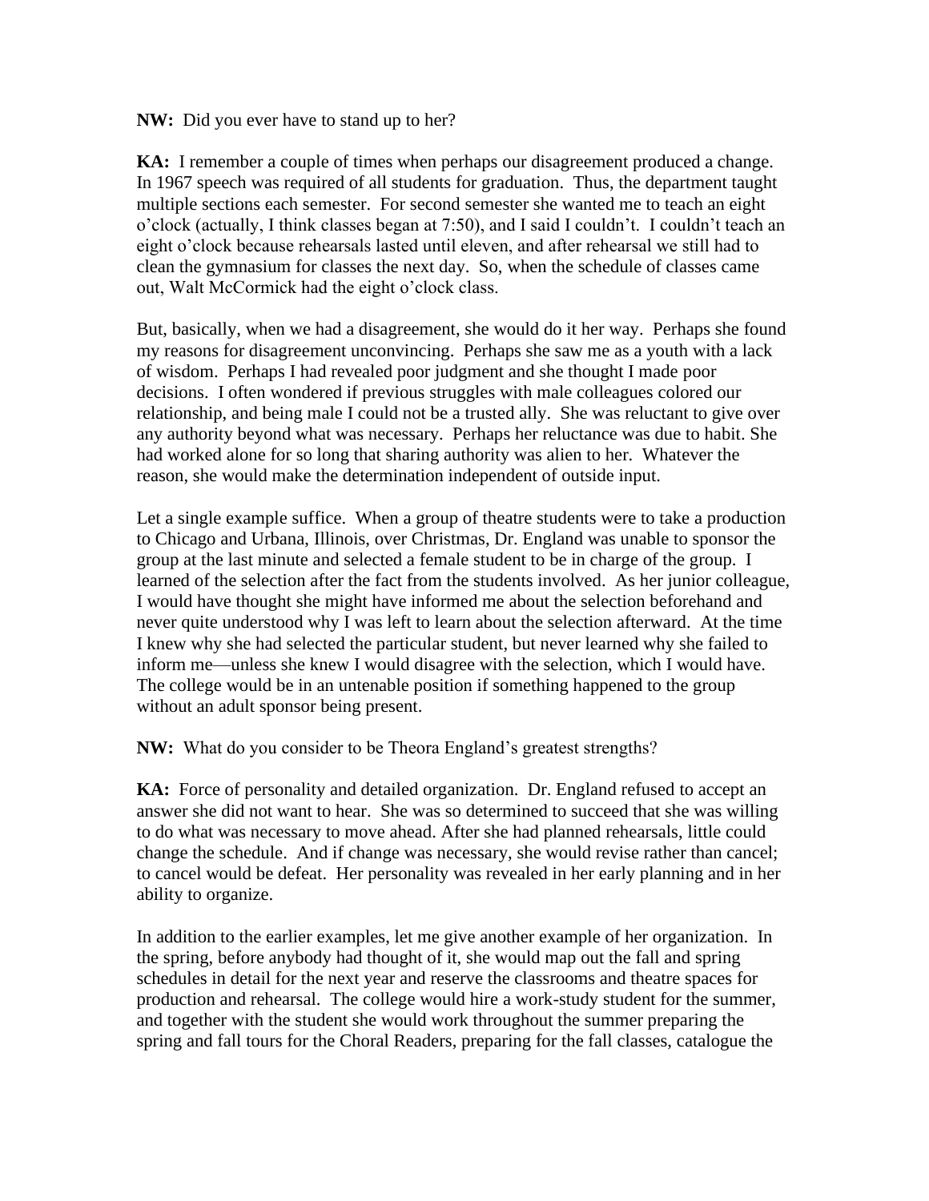**NW:** Did you ever have to stand up to her?

**KA:** I remember a couple of times when perhaps our disagreement produced a change. In 1967 speech was required of all students for graduation. Thus, the department taught multiple sections each semester. For second semester she wanted me to teach an eight o'clock (actually, I think classes began at 7:50), and I said I couldn't. I couldn't teach an eight o'clock because rehearsals lasted until eleven, and after rehearsal we still had to clean the gymnasium for classes the next day. So, when the schedule of classes came out, Walt McCormick had the eight o'clock class.

But, basically, when we had a disagreement, she would do it her way. Perhaps she found my reasons for disagreement unconvincing. Perhaps she saw me as a youth with a lack of wisdom. Perhaps I had revealed poor judgment and she thought I made poor decisions. I often wondered if previous struggles with male colleagues colored our relationship, and being male I could not be a trusted ally. She was reluctant to give over any authority beyond what was necessary. Perhaps her reluctance was due to habit. She had worked alone for so long that sharing authority was alien to her. Whatever the reason, she would make the determination independent of outside input.

Let a single example suffice. When a group of theatre students were to take a production to Chicago and Urbana, Illinois, over Christmas, Dr. England was unable to sponsor the group at the last minute and selected a female student to be in charge of the group. I learned of the selection after the fact from the students involved. As her junior colleague, I would have thought she might have informed me about the selection beforehand and never quite understood why I was left to learn about the selection afterward. At the time I knew why she had selected the particular student, but never learned why she failed to inform me—unless she knew I would disagree with the selection, which I would have. The college would be in an untenable position if something happened to the group without an adult sponsor being present.

**NW:** What do you consider to be Theora England's greatest strengths?

**KA:** Force of personality and detailed organization. Dr. England refused to accept an answer she did not want to hear. She was so determined to succeed that she was willing to do what was necessary to move ahead. After she had planned rehearsals, little could change the schedule. And if change was necessary, she would revise rather than cancel; to cancel would be defeat. Her personality was revealed in her early planning and in her ability to organize.

In addition to the earlier examples, let me give another example of her organization. In the spring, before anybody had thought of it, she would map out the fall and spring schedules in detail for the next year and reserve the classrooms and theatre spaces for production and rehearsal. The college would hire a work-study student for the summer, and together with the student she would work throughout the summer preparing the spring and fall tours for the Choral Readers, preparing for the fall classes, catalogue the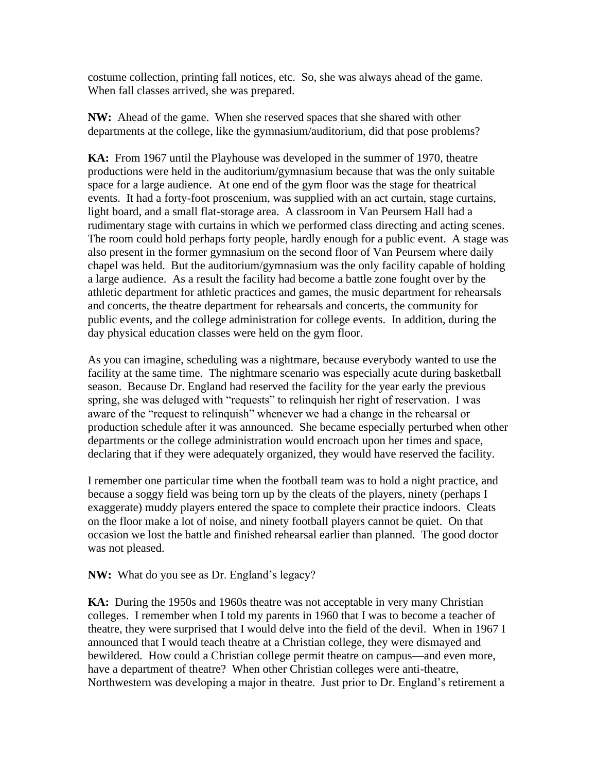costume collection, printing fall notices, etc. So, she was always ahead of the game. When fall classes arrived, she was prepared.

**NW:** Ahead of the game. When she reserved spaces that she shared with other departments at the college, like the gymnasium/auditorium, did that pose problems?

**KA:** From 1967 until the Playhouse was developed in the summer of 1970, theatre productions were held in the auditorium/gymnasium because that was the only suitable space for a large audience. At one end of the gym floor was the stage for theatrical events. It had a forty-foot proscenium, was supplied with an act curtain, stage curtains, light board, and a small flat-storage area. A classroom in Van Peursem Hall had a rudimentary stage with curtains in which we performed class directing and acting scenes. The room could hold perhaps forty people, hardly enough for a public event. A stage was also present in the former gymnasium on the second floor of Van Peursem where daily chapel was held. But the auditorium/gymnasium was the only facility capable of holding a large audience. As a result the facility had become a battle zone fought over by the athletic department for athletic practices and games, the music department for rehearsals and concerts, the theatre department for rehearsals and concerts, the community for public events, and the college administration for college events. In addition, during the day physical education classes were held on the gym floor.

As you can imagine, scheduling was a nightmare, because everybody wanted to use the facility at the same time. The nightmare scenario was especially acute during basketball season. Because Dr. England had reserved the facility for the year early the previous spring, she was deluged with "requests" to relinquish her right of reservation. I was aware of the "request to relinquish" whenever we had a change in the rehearsal or production schedule after it was announced. She became especially perturbed when other departments or the college administration would encroach upon her times and space, declaring that if they were adequately organized, they would have reserved the facility.

I remember one particular time when the football team was to hold a night practice, and because a soggy field was being torn up by the cleats of the players, ninety (perhaps I exaggerate) muddy players entered the space to complete their practice indoors. Cleats on the floor make a lot of noise, and ninety football players cannot be quiet. On that occasion we lost the battle and finished rehearsal earlier than planned. The good doctor was not pleased.

**NW:** What do you see as Dr. England's legacy?

**KA:** During the 1950s and 1960s theatre was not acceptable in very many Christian colleges. I remember when I told my parents in 1960 that I was to become a teacher of theatre, they were surprised that I would delve into the field of the devil. When in 1967 I announced that I would teach theatre at a Christian college, they were dismayed and bewildered. How could a Christian college permit theatre on campus—and even more, have a department of theatre? When other Christian colleges were anti-theatre, Northwestern was developing a major in theatre. Just prior to Dr. England's retirement a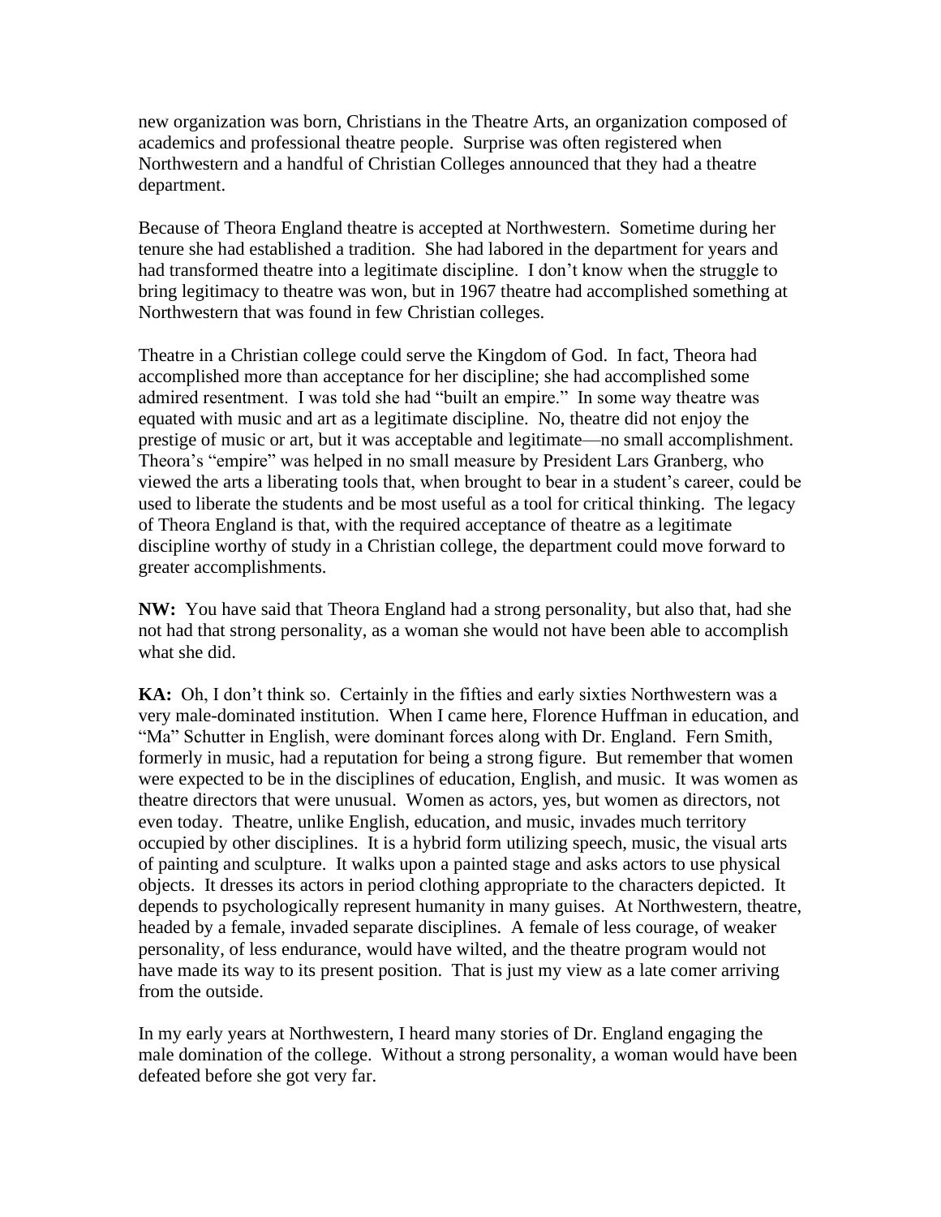new organization was born, Christians in the Theatre Arts, an organization composed of academics and professional theatre people. Surprise was often registered when Northwestern and a handful of Christian Colleges announced that they had a theatre department.

Because of Theora England theatre is accepted at Northwestern. Sometime during her tenure she had established a tradition. She had labored in the department for years and had transformed theatre into a legitimate discipline. I don't know when the struggle to bring legitimacy to theatre was won, but in 1967 theatre had accomplished something at Northwestern that was found in few Christian colleges.

Theatre in a Christian college could serve the Kingdom of God. In fact, Theora had accomplished more than acceptance for her discipline; she had accomplished some admired resentment. I was told she had "built an empire." In some way theatre was equated with music and art as a legitimate discipline. No, theatre did not enjoy the prestige of music or art, but it was acceptable and legitimate—no small accomplishment. Theora's "empire" was helped in no small measure by President Lars Granberg, who viewed the arts a liberating tools that, when brought to bear in a student's career, could be used to liberate the students and be most useful as a tool for critical thinking. The legacy of Theora England is that, with the required acceptance of theatre as a legitimate discipline worthy of study in a Christian college, the department could move forward to greater accomplishments.

**NW:** You have said that Theora England had a strong personality, but also that, had she not had that strong personality, as a woman she would not have been able to accomplish what she did.

**KA:** Oh, I don't think so. Certainly in the fifties and early sixties Northwestern was a very male-dominated institution. When I came here, Florence Huffman in education, and "Ma" Schutter in English, were dominant forces along with Dr. England. Fern Smith, formerly in music, had a reputation for being a strong figure. But remember that women were expected to be in the disciplines of education, English, and music. It was women as theatre directors that were unusual. Women as actors, yes, but women as directors, not even today. Theatre, unlike English, education, and music, invades much territory occupied by other disciplines. It is a hybrid form utilizing speech, music, the visual arts of painting and sculpture. It walks upon a painted stage and asks actors to use physical objects. It dresses its actors in period clothing appropriate to the characters depicted. It depends to psychologically represent humanity in many guises. At Northwestern, theatre, headed by a female, invaded separate disciplines. A female of less courage, of weaker personality, of less endurance, would have wilted, and the theatre program would not have made its way to its present position. That is just my view as a late comer arriving from the outside.

In my early years at Northwestern, I heard many stories of Dr. England engaging the male domination of the college. Without a strong personality, a woman would have been defeated before she got very far.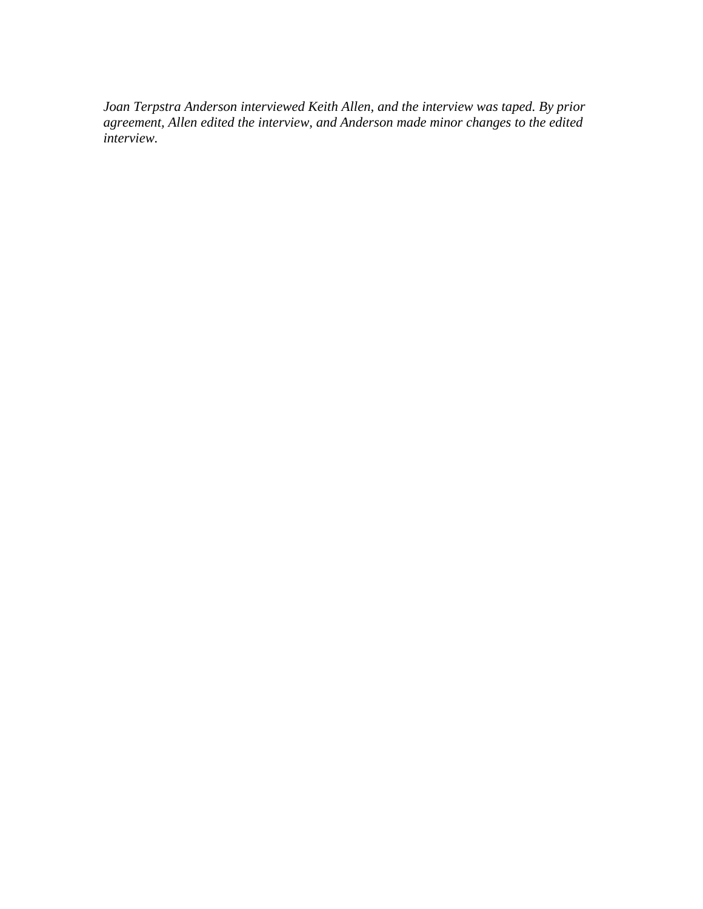*Joan Terpstra Anderson interviewed Keith Allen, and the interview was taped. By prior agreement, Allen edited the interview, and Anderson made minor changes to the edited interview.*